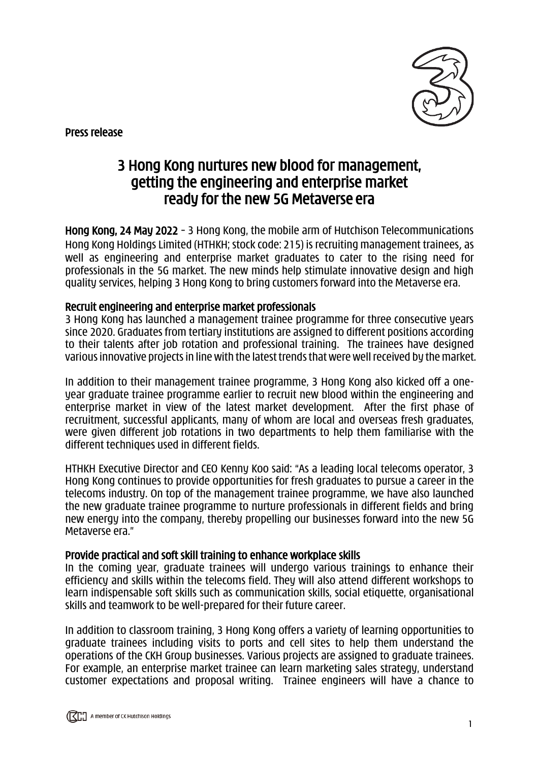Press release

# 3 Hong Kong nurtures new blood for management, getting the engineering and enterprise market ready for the new 5G Metaverse era

**Hong Kong, 24 May 2022** – 3 Hong Kong, the mobile arm of Hutchison Telecommunications Hong Kong Holdings Limited (HTHKH; stock code: 215) is recruiting management trainees, as well as engineering and enterprise market graduates to cater to the rising need for professionals in the 5G market. The new minds help stimulate innovative design and high quality services, helping 3 Hong Kong to bring customers forward into the Metaverse era.

**Recruit engineering and enterprise market professionals**

3 Hong Kong has launched a management trainee programme for three consecutive years since 2020. Graduates from tertiary institutions are assigned to different positions according to their talents after job rotation and professional training. The trainees have designed various innovative projects in line with the latest trends that were well received by the market.

In addition to their management trainee programme, 3 Hong Kong also kicked off a one-year graduate trainee programme earlier to recruit new blood within the engineering and enterprise market in view of the latest market development. After the first phase of recruitment, successful applicants, many of whom are local and overseas fresh graduates, were given different job rotations in two departments to help them familiarise with the different techniques used in different fields.

HTHKH Executive Director and CEO Kenny Koo said: "As a leading local telecoms operator, 3 Hong Kong continues to provide opportunities for fresh graduates to pursue a career in the telecoms industry. On top of the management trainee programme, we have also launched the new graduate trainee programme to nurture professionals in different fields and bring new energy into the company, thereby propelling our businesses forward into the new 5G Metaverse era."

**Provide practical and soft skill training to enhance workplace skills**

In the coming year, graduate trainees will undergo various trainings to enhance their efficiency and skills within the telecoms field. They will also attend different workshops to learn indispensable soft skills such as communication skills, social etiquette, organisational skills and teamwork to be well-prepared for their future career.

In addition to classroom training, 3 Hong Kong offers a variety of learning opportunities to graduate trainees including visits to ports and cell sites to help them understand the operations of the CKH Group businesses. Various projects are assigned to graduate trainees. For example, an enterprise market trainee can learn marketing sales strategy, understand customer expectations and proposal writing. Trainee engineers will have a chance to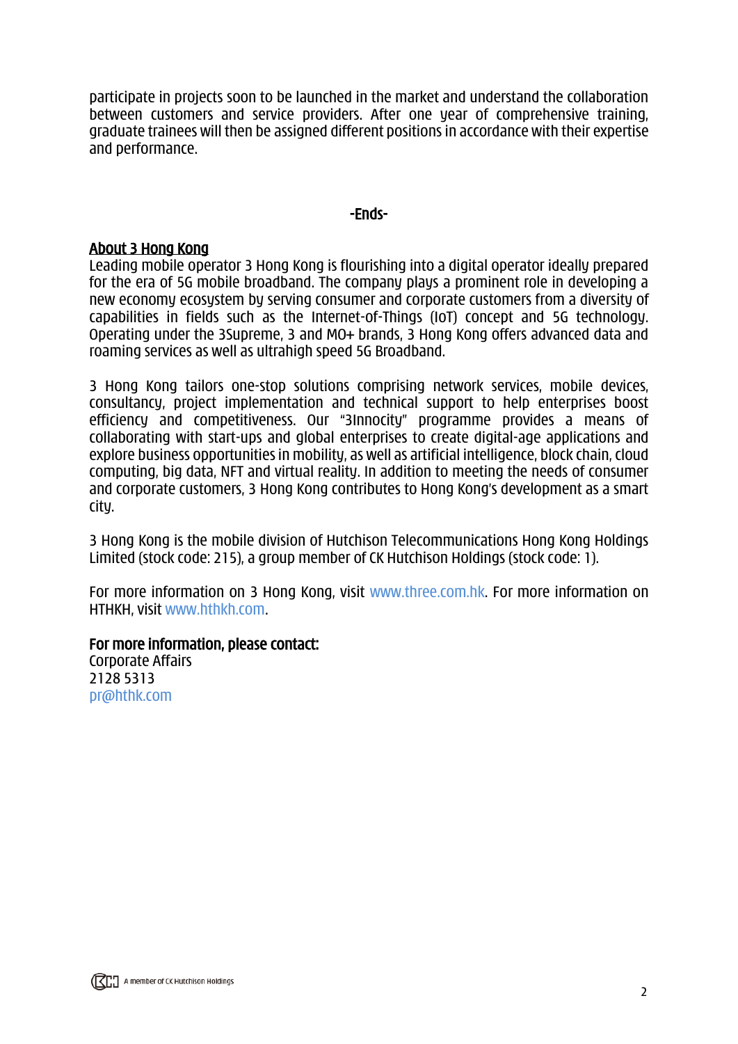participate in projects soon to be launched in the market and understand the collaboration between customers and service providers. After one year of comprehensive training, graduate trainees will then be assigned different positions in accordance with their expertise and performance.

-Ends-

**About 3 Hong Kong**

Leading mobile operator 3 Hong Kong is flourishing into a digital operator ideally prepared for the era of 5G mobile broadband. The company plays a prominent role in developing a new economy ecosystem by serving consumer and corporate customers from a diversity of capabilities in fields such as the Internet-of-Things (IoT) concept and 5G technology. Operating under the 3Supreme, 3 and MO+ brands, 3 Hong Kong offers advanced data and roaming services as well as ultrahigh speed 5G Broadband.

3 Hong Kong tailors one-stop solutions comprising network services, mobile devices, consultancy, project implementation and technical support to help enterprises boost efficiency and competitiveness. Our "3Innocity" programme provides a means of collaborating with start-ups and global enterprises to create digital-age applications and explore business opportunities in mobility, as well as artificial intelligence, block chain, cloud computing, big data, NFT and virtual reality. In addition to meeting the needs of consumer and corporate customers, 3 Hong Kong contributes to Hong Kong's development as a smart city.

3 Hong Kong is the mobile division of Hutchison Telecommunications Hong Kong Holdings Limited (stock code: 215), a group member of CK Hutchison Holdings (stock code: 1).

For more information on 3 Hong Kong, visit www.three.com.hk. For more information on HTHKH, visit www.hthkh.com.

**For more information, please contact:**
Corporate Affairs
2128 5313
pr@hthk.com

A member of CK Hutchison Holdings